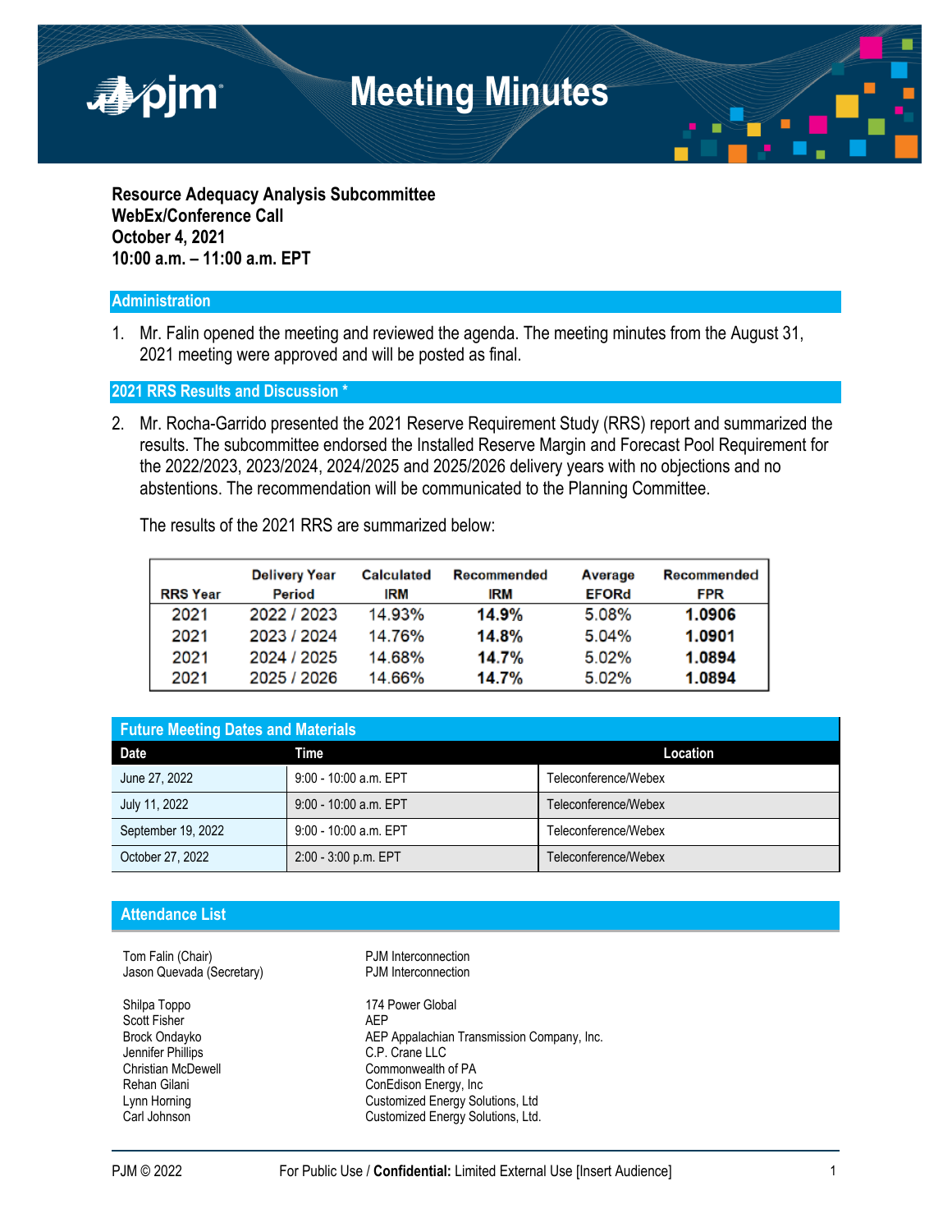# Meeting Minutes

**Resource Adequacy Analysis Subcommittee**
**WebEx/Conference Call**
**October 4, 2021**
**10:00 a.m. – 11:00 a.m. EPT**

## Administration

1. Mr. Falin opened the meeting and reviewed the agenda. The meeting minutes from the August 31, 2021 meeting were approved and will be posted as final.

## 2021 RRS Results and Discussion *

2. Mr. Rocha-Garrido presented the 2021 Reserve Requirement Study (RRS) report and summarized the results. The subcommittee endorsed the Installed Reserve Margin and Forecast Pool Requirement for the 2022/2023, 2023/2024, 2024/2025 and 2025/2026 delivery years with no objections and no abstentions. The recommendation will be communicated to the Planning Committee.

   The results of the 2021 RRS are summarized below:

| RRS Year | Delivery Year Period | Calculated IRM | Recommended IRM | Average EFORd | Recommended FPR |
|---|---|---|---|---|---|
| 2021 | 2022 / 2023 | 14.93% | **14.9%** | 5.08% | **1.0906** |
| 2021 | 2023 / 2024 | 14.76% | **14.8%** | 5.04% | **1.0901** |
| 2021 | 2024 / 2025 | 14.68% | **14.7%** | 5.02% | **1.0894** |
| 2021 | 2025 / 2026 | 14.66% | **14.7%** | 5.02% | **1.0894** |

## Future Meeting Dates and Materials

| Date | Time | Location |
|---|---|---|
| June 27, 2022 | 9:00 - 10:00 a.m. EPT | Teleconference/Webex |
| July 11, 2022 | 9:00 - 10:00 a.m. EPT | Teleconference/Webex |
| September 19, 2022 | 9:00 - 10:00 a.m. EPT | Teleconference/Webex |
| October 27, 2022 | 2:00 - 3:00 p.m. EPT | Teleconference/Webex |

## Attendance List

| Name | Company |
|---|---|
| Tom Falin (Chair) | PJM Interconnection |
| Jason Quevada (Secretary) | PJM Interconnection |
| Shilpa Toppo | 174 Power Global |
| Scott Fisher | AEP |
| Brock Ondayko | AEP Appalachian Transmission Company, Inc. |
| Jennifer Phillips | C.P. Crane LLC |
| Christian McDewell | Commonwealth of PA |
| Rehan Gilani | ConEdison Energy, Inc |
| Lynn Horning | Customized Energy Solutions, Ltd |
| Carl Johnson | Customized Energy Solutions, Ltd. |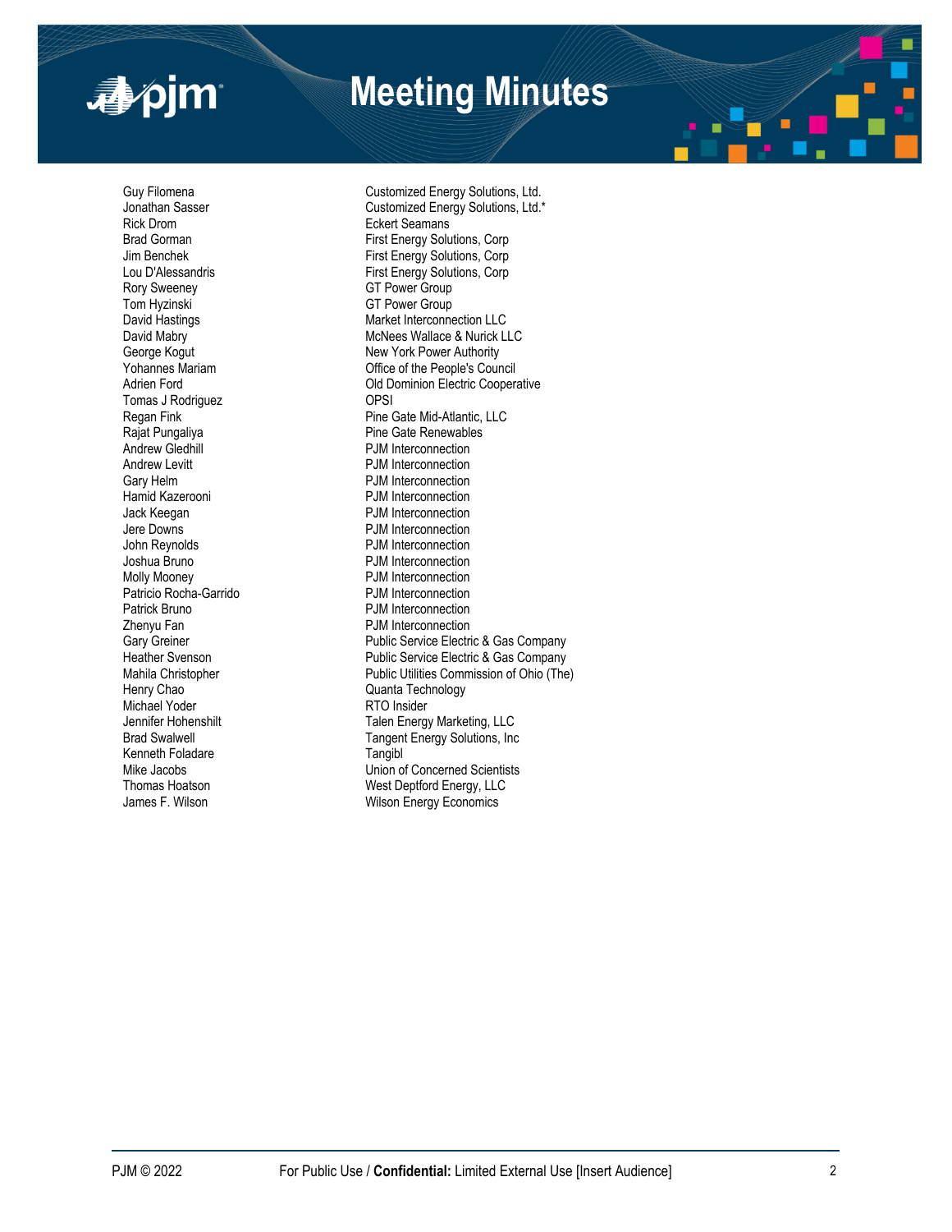| | |
|---|---|
| Guy Filomena | Customized Energy Solutions, Ltd. |
| Jonathan Sasser | Customized Energy Solutions, Ltd.* |
| Rick Drom | Eckert Seamans |
| Brad Gorman | First Energy Solutions, Corp |
| Jim Benchek | First Energy Solutions, Corp |
| Lou D'Alessandris | First Energy Solutions, Corp |
| Rory Sweeney | GT Power Group |
| Tom Hyzinski | GT Power Group |
| David Hastings | Market Interconnection LLC |
| David Mabry | McNees Wallace & Nurick LLC |
| George Kogut | New York Power Authority |
| Yohannes Mariam | Office of the People's Council |
| Adrien Ford | Old Dominion Electric Cooperative |
| Tomas J Rodriguez | OPSI |
| Regan Fink | Pine Gate Mid-Atlantic, LLC |
| Rajat Pungaliya | Pine Gate Renewables |
| Andrew Gledhill | PJM Interconnection |
| Andrew Levitt | PJM Interconnection |
| Gary Helm | PJM Interconnection |
| Hamid Kazerooni | PJM Interconnection |
| Jack Keegan | PJM Interconnection |
| Jere Downs | PJM Interconnection |
| John Reynolds | PJM Interconnection |
| Joshua Bruno | PJM Interconnection |
| Molly Mooney | PJM Interconnection |
| Patricio Rocha-Garrido | PJM Interconnection |
| Patrick Bruno | PJM Interconnection |
| Zhenyu Fan | PJM Interconnection |
| Gary Greiner | Public Service Electric & Gas Company |
| Heather Svenson | Public Service Electric & Gas Company |
| Mahila Christopher | Public Utilities Commission of Ohio (The) |
| Henry Chao | Quanta Technology |
| Michael Yoder | RTO Insider |
| Jennifer Hohenshilt | Talen Energy Marketing, LLC |
| Brad Swalwell | Tangent Energy Solutions, Inc |
| Kenneth Foladare | Tangibl |
| Mike Jacobs | Union of Concerned Scientists |
| Thomas Hoatson | West Deptford Energy, LLC |
| James F. Wilson | Wilson Energy Economics |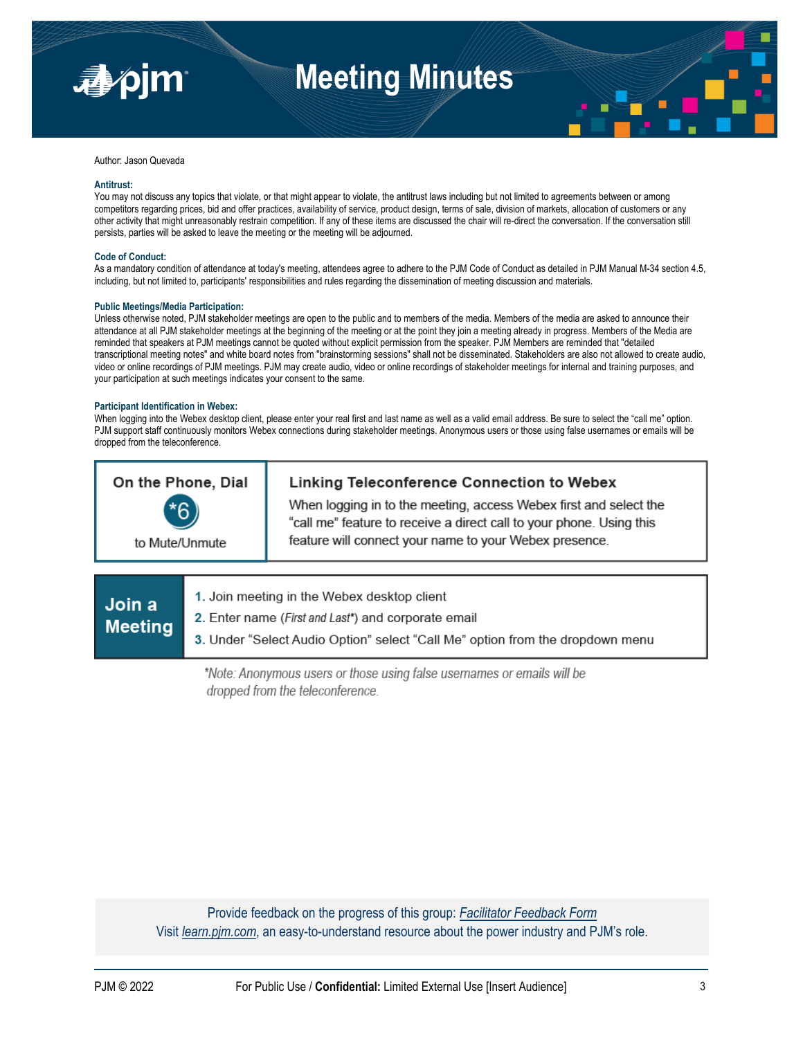# Meeting Minutes

Author: Jason Quevada

**Antitrust:**

You may not discuss any topics that violate, or that might appear to violate, the antitrust laws including but not limited to agreements between or among competitors regarding prices, bid and offer practices, availability of service, product design, terms of sale, division of markets, allocation of customers or any other activity that might unreasonably restrain competition. If any of these items are discussed the chair will re-direct the conversation. If the conversation still persists, parties will be asked to leave the meeting or the meeting will be adjourned.

**Code of Conduct:**

As a mandatory condition of attendance at today's meeting, attendees agree to adhere to the PJM Code of Conduct as detailed in PJM Manual M-34 section 4.5, including, but not limited to, participants' responsibilities and rules regarding the dissemination of meeting discussion and materials.

**Public Meetings/Media Participation:**

Unless otherwise noted, PJM stakeholder meetings are open to the public and to members of the media. Members of the media are asked to announce their attendance at all PJM stakeholder meetings at the beginning of the meeting or at the point they join a meeting already in progress. Members of the Media are reminded that speakers at PJM meetings cannot be quoted without explicit permission from the speaker. PJM Members are reminded that "detailed transcriptional meeting notes" and white board notes from "brainstorming sessions" shall not be disseminated. Stakeholders are also not allowed to create audio, video or online recordings of PJM meetings. PJM may create audio, video or online recordings of stakeholder meetings for internal and training purposes, and your participation at such meetings indicates your consent to the same.

**Participant Identification in Webex:**

When logging into the Webex desktop client, please enter your real first and last name as well as a valid email address. Be sure to select the "call me" option. PJM support staff continuously monitors Webex connections during stakeholder meetings. Anonymous users or those using false usernames or emails will be dropped from the teleconference.

| On the Phone, Dial *6 to Mute/Unmute | **Linking Teleconference Connection to Webex** When logging in to the meeting, access Webex first and select the "call me" feature to receive a direct call to your phone. Using this feature will connect your name to your Webex presence. |
|---|---|

**Join a Meeting**

1. Join meeting in the Webex desktop client
2. Enter name (*First and Last**) and corporate email
3. Under "Select Audio Option" select "Call Me" option from the dropdown menu

*\*Note: Anonymous users or those using false usernames or emails will be dropped from the teleconference.*

Provide feedback on the progress of this group: *Facilitator Feedback Form*

Visit *learn.pjm.com*, an easy-to-understand resource about the power industry and PJM's role.